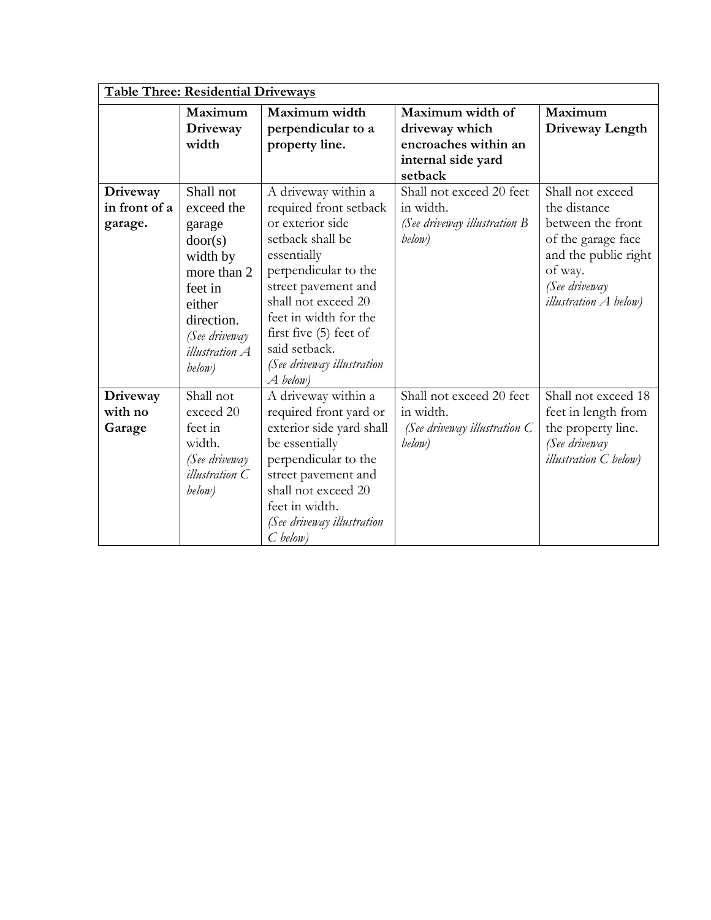| **Table Three: Residential Driveways** | | | | |
|---|---|---|---|---|
| | **Maximum Driveway width** | **Maximum width perpendicular to a property line.** | **Maximum width of driveway which encroaches within an internal side yard setback** | **Maximum Driveway Length** |
| **Driveway in front of a garage.** | Shall not exceed the garage door(s) width by more than 2 feet in either direction. *(See driveway illustration A below)* | A driveway within a required front setback or exterior side setback shall be essentially perpendicular to the street pavement and shall not exceed 20 feet in width for the first five (5) feet of said setback. *(See driveway illustration A below)* | Shall not exceed 20 feet in width. *(See driveway illustration B below)* | Shall not exceed the distance between the front of the garage face and the public right of way. *(See driveway illustration A below)* |
| **Driveway with no Garage** | Shall not exceed 20 feet in width. *(See driveway illustration C below)* | A driveway within a required front yard or exterior side yard shall be essentially perpendicular to the street pavement and shall not exceed 20 feet in width. *(See driveway illustration C below)* | Shall not exceed 20 feet in width. *(See driveway illustration C below)* | Shall not exceed 18 feet in length from the property line. *(See driveway illustration C below)* |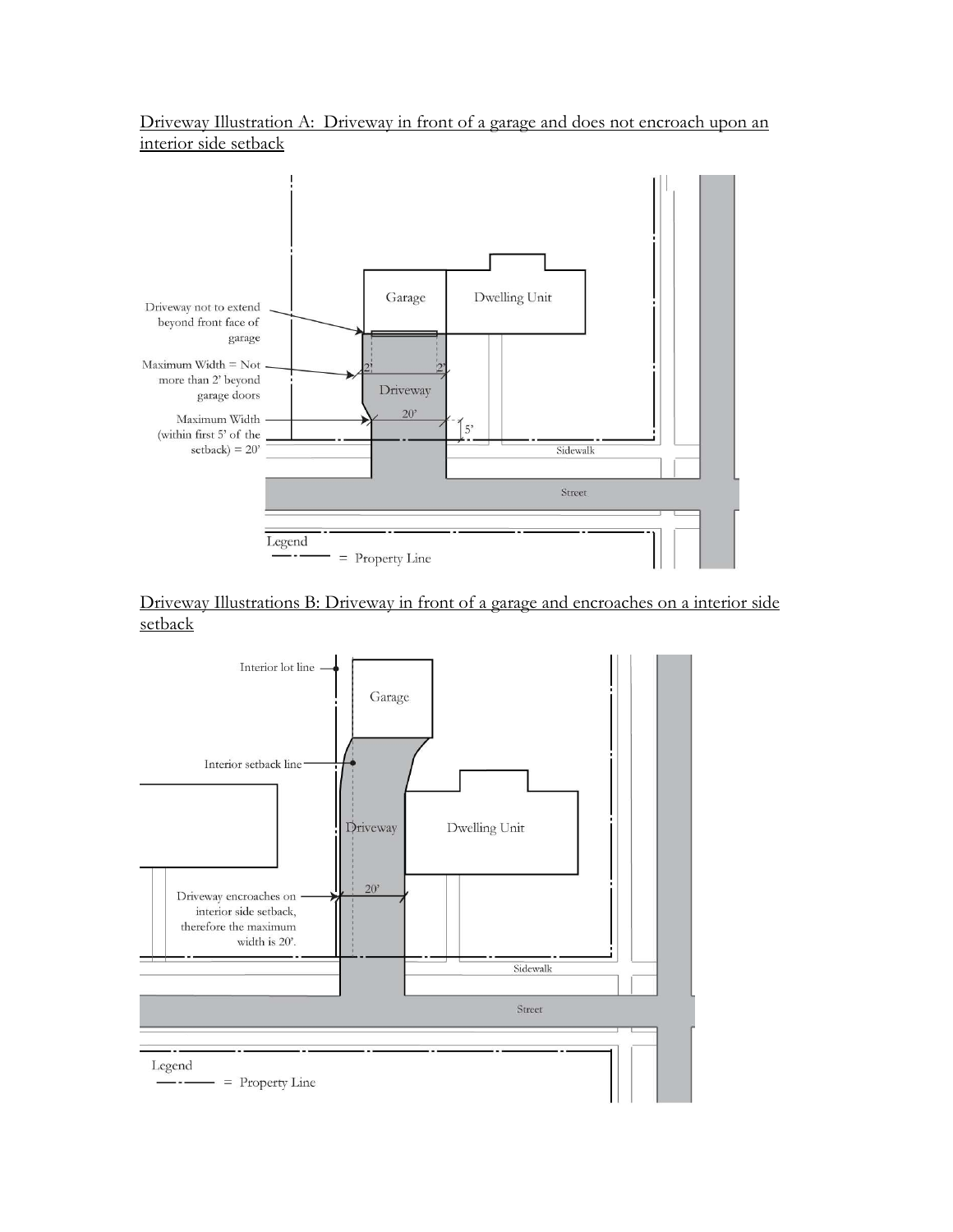Driveway Illustration A: Driveway in front of a garage and does not encroach upon an interior side setback

Garage

Dwelling Unit

Driveway not to extend beyond front face of garage

Maximum Width = Not more than 2' beyond garage doors

2'

2'

Driveway

20'

Maximum Width (within first 5' of the setback) = 20'

5'

Sidewalk

Street

Legend

= Property Line

Driveway Illustrations B: Driveway in front of a garage and encroaches on a interior side setback

Interior lot line

Garage

Interior setback line

Driveway

Dwelling Unit

20'

Driveway encroaches on interior side setback, therefore the maximum width is 20'.

Sidewalk

Street

Legend

= Property Line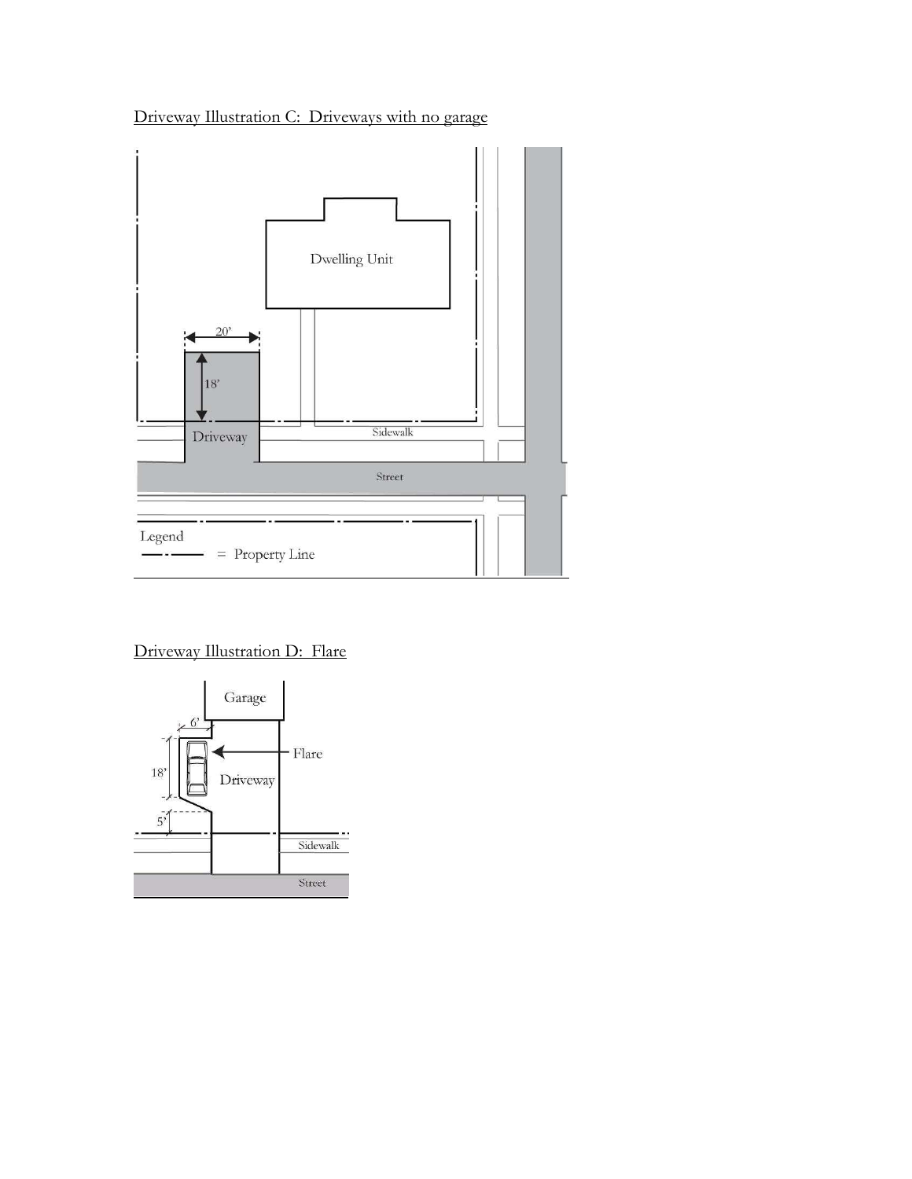Driveway Illustration C: Driveways with no garage

20'

18'

Dwelling Unit

Driveway

Sidewalk

Street

Legend

= Property Line

Driveway Illustration D: Flare

Garage

6'

18'

Flare

Driveway

5'

Sidewalk

Street